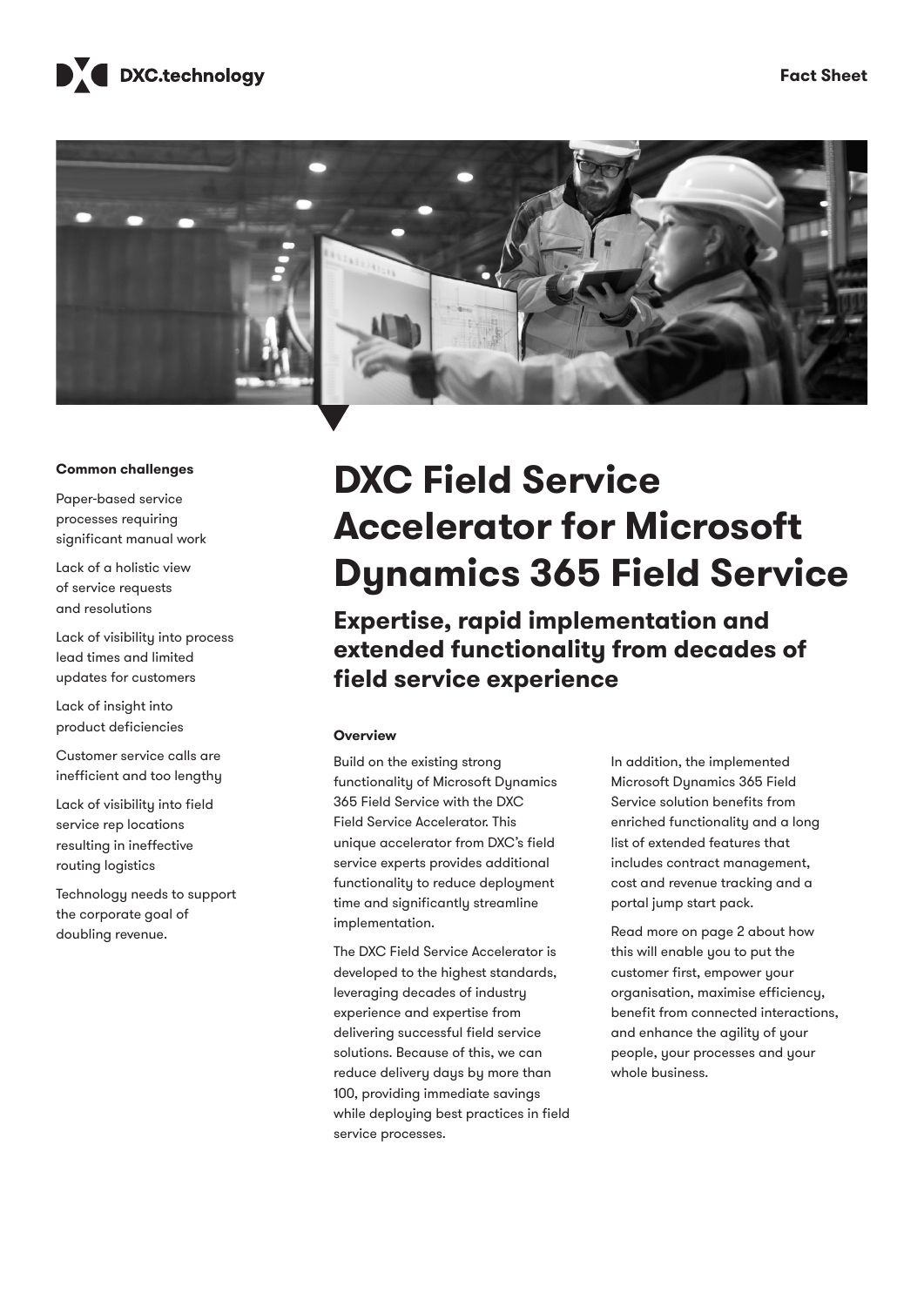DXC.technology

Fact Sheet

# DXC Field Service Accelerator for Microsoft Dynamics 365 Field Service

## Expertise, rapid implementation and extended functionality from decades of field service experience

### Common challenges

Paper-based service processes requiring significant manual work

Lack of a holistic view of service requests and resolutions

Lack of visibility into process lead times and limited updates for customers

Lack of insight into product deficiencies

Customer service calls are inefficient and too lengthy

Lack of visibility into field service rep locations resulting in ineffective routing logistics

Technology needs to support the corporate goal of doubling revenue.

### Overview

Build on the existing strong functionality of Microsoft Dynamics 365 Field Service with the DXC Field Service Accelerator. This unique accelerator from DXC's field service experts provides additional functionality to reduce deployment time and significantly streamline implementation.

The DXC Field Service Accelerator is developed to the highest standards, leveraging decades of industry experience and expertise from delivering successful field service solutions. Because of this, we can reduce delivery days by more than 100, providing immediate savings while deploying best practices in field service processes.

In addition, the implemented Microsoft Dynamics 365 Field Service solution benefits from enriched functionality and a long list of extended features that includes contract management, cost and revenue tracking and a portal jump start pack.

Read more on page 2 about how this will enable you to put the customer first, empower your organisation, maximise efficiency, benefit from connected interactions, and enhance the agility of your people, your processes and your whole business.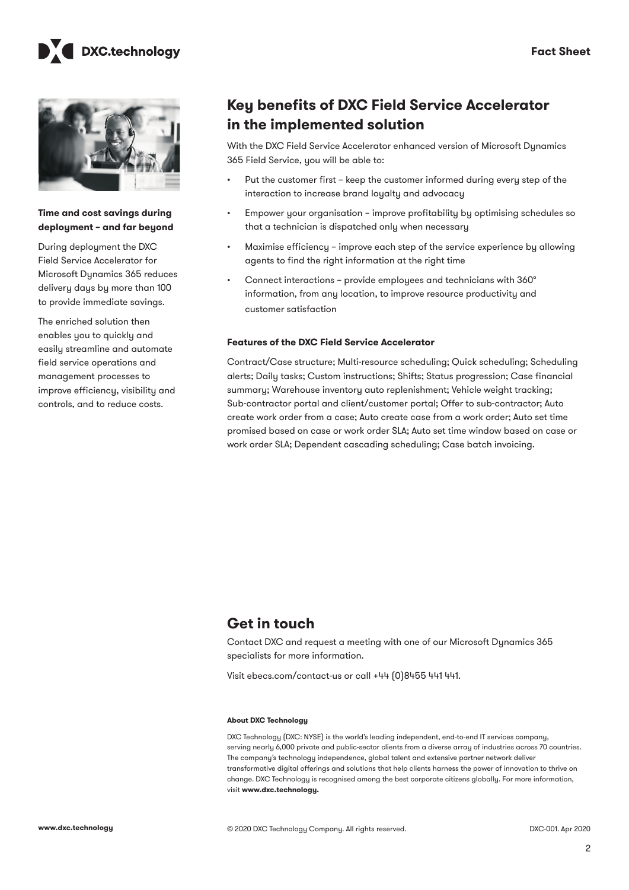### Time and cost savings during deployment – and far beyond

During deployment the DXC Field Service Accelerator for Microsoft Dynamics 365 reduces delivery days by more than 100 to provide immediate savings.

The enriched solution then enables you to quickly and easily streamline and automate field service operations and management processes to improve efficiency, visibility and controls, and to reduce costs.

## Key benefits of DXC Field Service Accelerator in the implemented solution

With the DXC Field Service Accelerator enhanced version of Microsoft Dynamics 365 Field Service, you will be able to:

- Put the customer first – keep the customer informed during every step of the interaction to increase brand loyalty and advocacy
- Empower your organisation – improve profitability by optimising schedules so that a technician is dispatched only when necessary
- Maximise efficiency – improve each step of the service experience by allowing agents to find the right information at the right time
- Connect interactions – provide employees and technicians with 360° information, from any location, to improve resource productivity and customer satisfaction

### Features of the DXC Field Service Accelerator

Contract/Case structure; Multi-resource scheduling; Quick scheduling; Scheduling alerts; Daily tasks; Custom instructions; Shifts; Status progression; Case financial summary; Warehouse inventory auto replenishment; Vehicle weight tracking; Sub-contractor portal and client/customer portal; Offer to sub-contractor; Auto create work order from a case; Auto create case from a work order; Auto set time promised based on case or work order SLA; Auto set time window based on case or work order SLA; Dependent cascading scheduling; Case batch invoicing.

## Get in touch

Contact DXC and request a meeting with one of our Microsoft Dynamics 365 specialists for more information.

Visit ebecs.com/contact-us or call +44 (0)8455 441 441.

**About DXC Technology**

DXC Technology (DXC: NYSE) is the world's leading independent, end-to-end IT services company, serving nearly 6,000 private and public-sector clients from a diverse array of industries across 70 countries. The company's technology independence, global talent and extensive partner network deliver transformative digital offerings and solutions that help clients harness the power of innovation to thrive on change. DXC Technology is recognised among the best corporate citizens globally. For more information, visit **www.dxc.technology.**

© 2020 DXC Technology Company. All rights reserved. DXC-001. Apr 2020